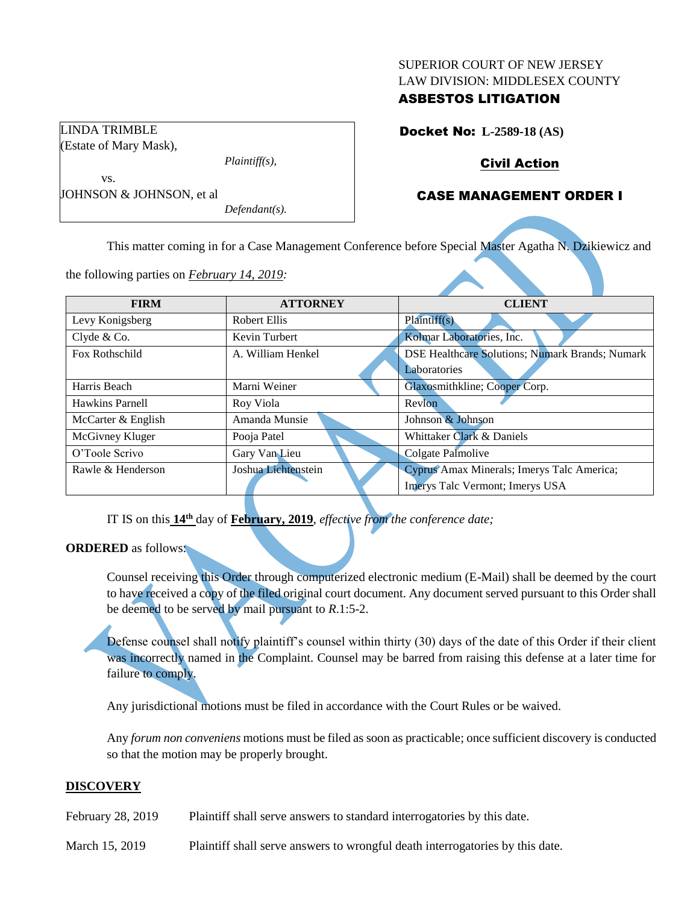SUPERIOR COURT OF NEW JERSEY
LAW DIVISION: MIDDLESEX COUNTY
**ASBESTOS LITIGATION**

LINDA TRIMBLE
(Estate of Mary Mask),
*Plaintiff(s),*

vs.

JOHNSON & JOHNSON, et al
*Defendant(s).*

**Docket No: L-2589-18 (AS)**

**Civil Action**

**CASE MANAGEMENT ORDER I**

This matter coming in for a Case Management Conference before Special Master Agatha N. Dzikiewicz and the following parties on *February 14, 2019*:

| FIRM | ATTORNEY | CLIENT |
|---|---|---|
| Levy Konigsberg | Robert Ellis | Plaintiff(s) |
| Clyde & Co. | Kevin Turbert | Kolmar Laboratories, Inc. |
| Fox Rothschild | A. William Henkel | DSE Healthcare Solutions; Numark Brands; Numark Laboratories |
| Harris Beach | Marni Weiner | Glaxosmithkline; Cooper Corp. |
| Hawkins Parnell | Roy Viola | Revlon |
| McCarter & English | Amanda Munsie | Johnson & Johnson |
| McGivney Kluger | Pooja Patel | Whittaker Clark & Daniels |
| O'Toole Scrivo | Gary Van Lieu | Colgate Palmolive |
| Rawle & Henderson | Joshua Lichtenstein | Cyprus Amax Minerals; Imerys Talc America; Imerys Talc Vermont; Imerys USA |

IT IS on this **14th** day of **February, 2019**, *effective from the conference date;*

**ORDERED** as follows:

Counsel receiving this Order through computerized electronic medium (E-Mail) shall be deemed by the court to have received a copy of the filed original court document. Any document served pursuant to this Order shall be deemed to be served by mail pursuant to *R*.1:5-2.

Defense counsel shall notify plaintiff's counsel within thirty (30) days of the date of this Order if their client was incorrectly named in the Complaint. Counsel may be barred from raising this defense at a later time for failure to comply.

Any jurisdictional motions must be filed in accordance with the Court Rules or be waived.

Any *forum non conveniens* motions must be filed as soon as practicable; once sufficient discovery is conducted so that the motion may be properly brought.

## DISCOVERY

February 28, 2019 — Plaintiff shall serve answers to standard interrogatories by this date.

March 15, 2019 — Plaintiff shall serve answers to wrongful death interrogatories by this date.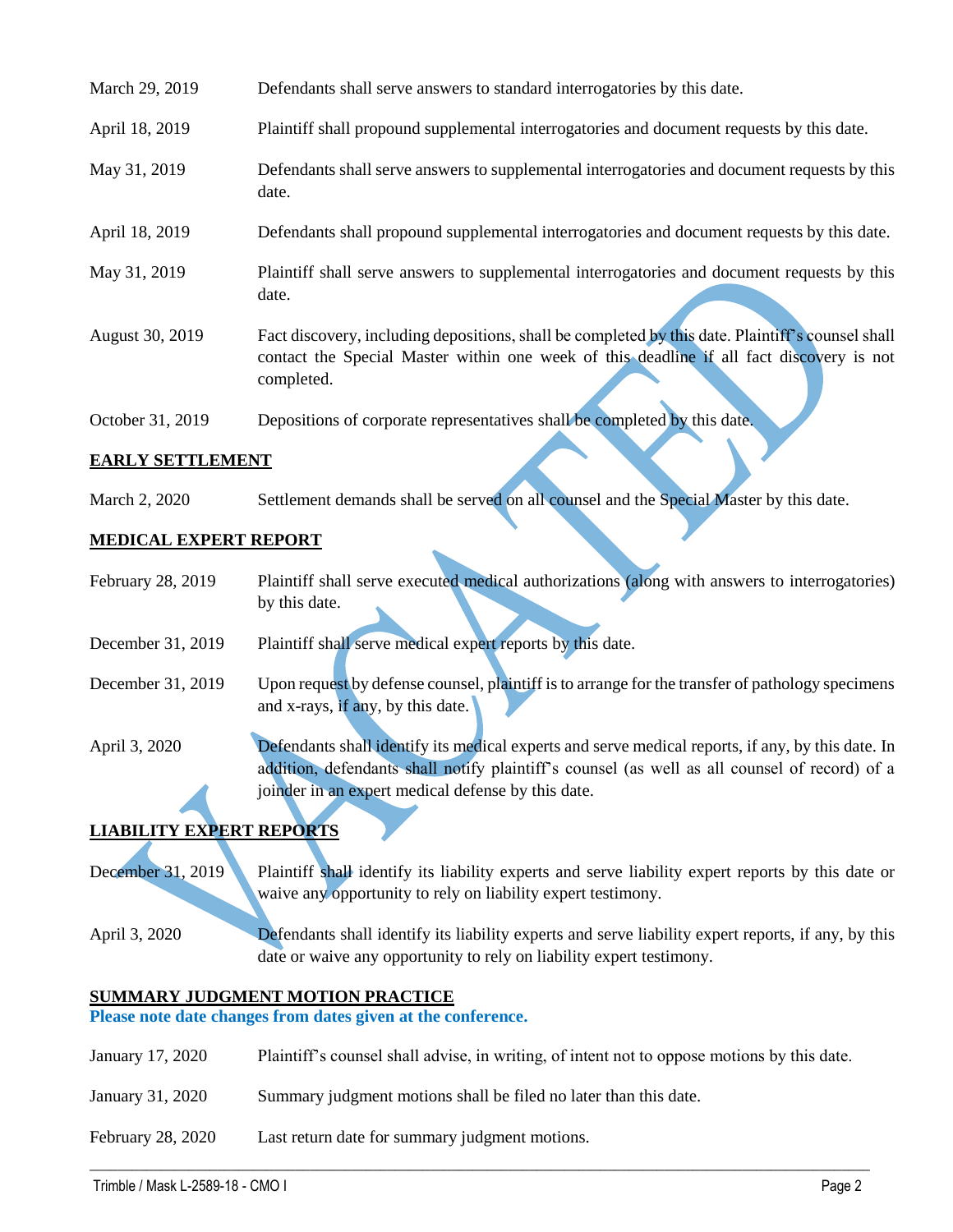| | |
|---|---|
| March 29, 2019 | Defendants shall serve answers to standard interrogatories by this date. |
| April 18, 2019 | Plaintiff shall propound supplemental interrogatories and document requests by this date. |
| May 31, 2019 | Defendants shall serve answers to supplemental interrogatories and document requests by this date. |
| April 18, 2019 | Defendants shall propound supplemental interrogatories and document requests by this date. |
| May 31, 2019 | Plaintiff shall serve answers to supplemental interrogatories and document requests by this date. |
| August 30, 2019 | Fact discovery, including depositions, shall be completed by this date. Plaintiff's counsel shall contact the Special Master within one week of this deadline if all fact discovery is not completed. |
| October 31, 2019 | Depositions of corporate representatives shall be completed by this date. |

**EARLY SETTLEMENT**

| | |
|---|---|
| March 2, 2020 | Settlement demands shall be served on all counsel and the Special Master by this date. |

**MEDICAL EXPERT REPORT**

| | |
|---|---|
| February 28, 2019 | Plaintiff shall serve executed medical authorizations (along with answers to interrogatories) by this date. |
| December 31, 2019 | Plaintiff shall serve medical expert reports by this date. |
| December 31, 2019 | Upon request by defense counsel, plaintiff is to arrange for the transfer of pathology specimens and x-rays, if any, by this date. |
| April 3, 2020 | Defendants shall identify its medical experts and serve medical reports, if any, by this date. In addition, defendants shall notify plaintiff's counsel (as well as all counsel of record) of a joinder in an expert medical defense by this date. |

**LIABILITY EXPERT REPORTS**

| | |
|---|---|
| December 31, 2019 | Plaintiff shall identify its liability experts and serve liability expert reports by this date or waive any opportunity to rely on liability expert testimony. |
| April 3, 2020 | Defendants shall identify its liability experts and serve liability expert reports, if any, by this date or waive any opportunity to rely on liability expert testimony. |

**SUMMARY JUDGMENT MOTION PRACTICE**

**Please note date changes from dates given at the conference.**

| | |
|---|---|
| January 17, 2020 | Plaintiff's counsel shall advise, in writing, of intent not to oppose motions by this date. |
| January 31, 2020 | Summary judgment motions shall be filed no later than this date. |
| February 28, 2020 | Last return date for summary judgment motions. |

VACATED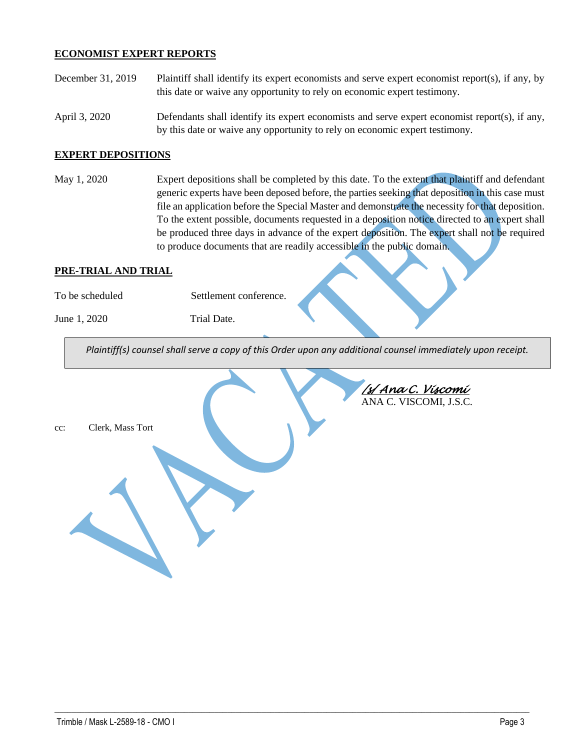**ECONOMIST EXPERT REPORTS**

| | |
|---|---|
| December 31, 2019 | Plaintiff shall identify its expert economists and serve expert economist report(s), if any, by this date or waive any opportunity to rely on economic expert testimony. |
| April 3, 2020 | Defendants shall identify its expert economists and serve expert economist report(s), if any, by this date or waive any opportunity to rely on economic expert testimony. |

**EXPERT DEPOSITIONS**

| | |
|---|---|
| May 1, 2020 | Expert depositions shall be completed by this date. To the extent that plaintiff and defendant generic experts have been deposed before, the parties seeking that deposition in this case must file an application before the Special Master and demonstrate the necessity for that deposition. To the extent possible, documents requested in a deposition notice directed to an expert shall be produced three days in advance of the expert deposition. The expert shall not be required to produce documents that are readily accessible in the public domain. |

**PRE-TRIAL AND TRIAL**

| | |
|---|---|
| To be scheduled | Settlement conference. |
| June 1, 2020 | Trial Date. |

*Plaintiff(s) counsel shall serve a copy of this Order upon any additional counsel immediately upon receipt.*

/s/ Ana C. Viscomi
ANA C. VISCOMI, J.S.C.

cc: Clerk, Mass Tort

VACATED